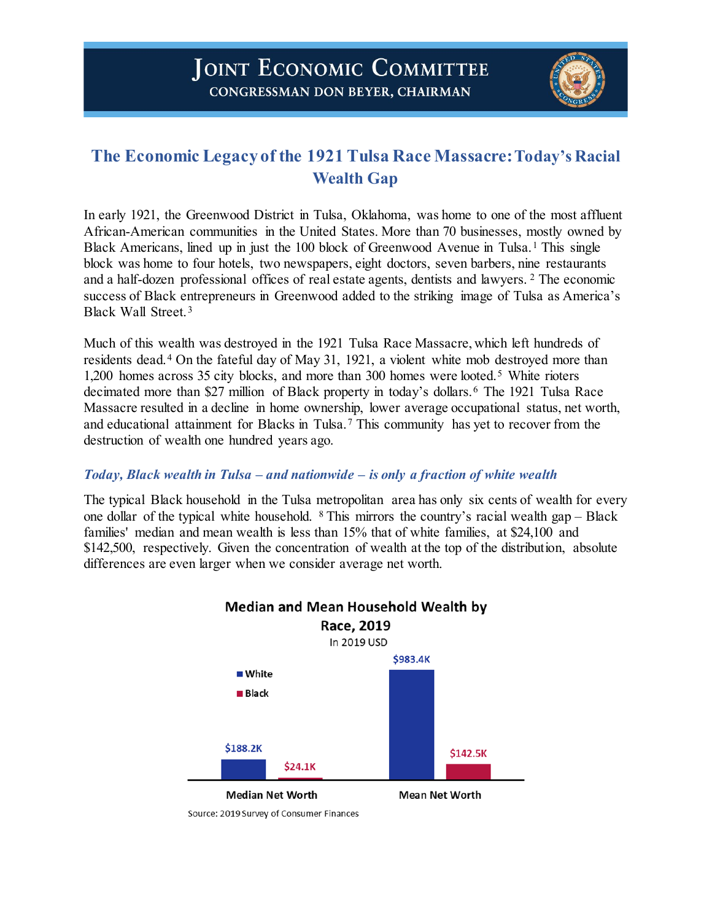# JOINT ECONOMIC COMMITTEE

**CONGRESSMAN DON BEYER, CHAIRMAN**

## The Economic Legacy of the 1921 Tulsa Race Massacre: Today's Racial Wealth Gap

In early 1921, the Greenwood District in Tulsa, Oklahoma, was home to one of the most affluent African-American communities in the United States. More than 70 businesses, mostly owned by Black Americans, lined up in just the 100 block of Greenwood Avenue in Tulsa.[1] This single block was home to four hotels, two newspapers, eight doctors, seven barbers, nine restaurants and a half-dozen professional offices of real estate agents, dentists and lawyers.[2] The economic success of Black entrepreneurs in Greenwood added to the striking image of Tulsa as America's Black Wall Street.[3]

Much of this wealth was destroyed in the 1921 Tulsa Race Massacre, which left hundreds of residents dead.[4] On the fateful day of May 31, 1921, a violent white mob destroyed more than 1,200 homes across 35 city blocks, and more than 300 homes were looted.[5] White rioters decimated more than $27 million of Black property in today's dollars.[6] The 1921 Tulsa Race Massacre resulted in a decline in home ownership, lower average occupational status, net worth, and educational attainment for Blacks in Tulsa.[7] This community has yet to recover from the destruction of wealth one hundred years ago.

### *Today, Black wealth in Tulsa – and nationwide – is only a fraction of white wealth*

The typical Black household in the Tulsa metropolitan area has only six cents of wealth for every one dollar of the typical white household.[8] This mirrors the country's racial wealth gap – Black families' median and mean wealth is less than 15% that of white families, at $24,100 and $142,500, respectively. Given the concentration of wealth at the top of the distribution, absolute differences are even larger when we consider average net worth.

**Median and Mean Household Wealth by Race, 2019**

In 2019 USD

| | White | Black |
|---|---|---|
| Median Net Worth | $188.2K | $24.1K |
| Mean Net Worth | $983.4K | $142.5K |

Source: 2019 Survey of Consumer Finances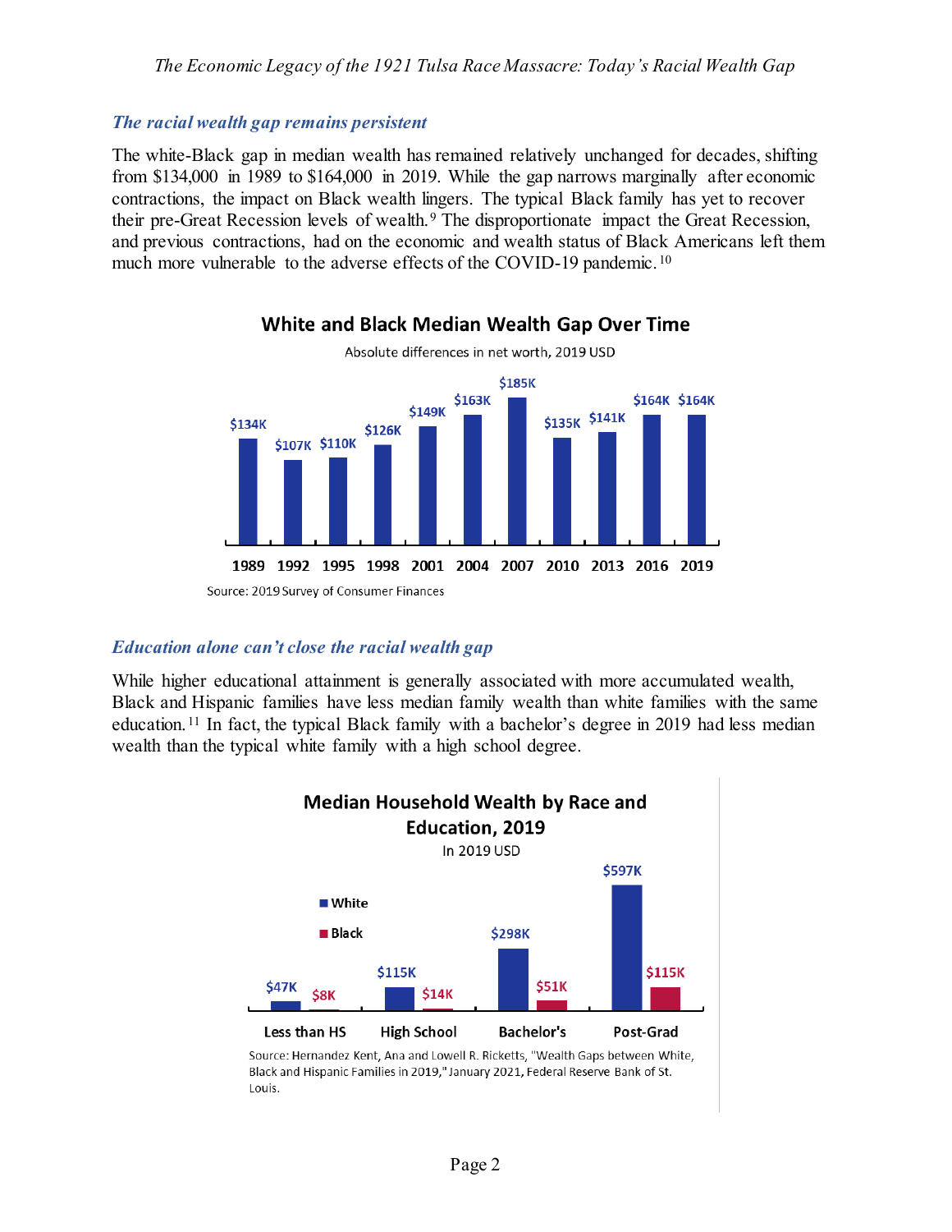### *The racial wealth gap remains persistent*

The white-Black gap in median wealth has remained relatively unchanged for decades, shifting from $134,000 in 1989 to $164,000 in 2019. While the gap narrows marginally after economic contractions, the impact on Black wealth lingers. The typical Black family has yet to recover their pre-Great Recession levels of wealth.[9] The disproportionate impact the Great Recession, and previous contractions, had on the economic and wealth status of Black Americans left them much more vulnerable to the adverse effects of the COVID-19 pandemic.[10]

**White and Black Median Wealth Gap Over Time**

Absolute differences in net worth, 2019 USD

| Year | Gap |
|---|---|
| 1989 | $134K |
| 1992 | $107K |
| 1995 | $110K |
| 1998 | $126K |
| 2001 | $149K |
| 2004 | $163K |
| 2007 | $185K |
| 2010 | $135K |
| 2013 | $141K |
| 2016 | $164K |
| 2019 | $164K |

Source: 2019 Survey of Consumer Finances

### *Education alone can't close the racial wealth gap*

While higher educational attainment is generally associated with more accumulated wealth, Black and Hispanic families have less median family wealth than white families with the same education.[11] In fact, the typical Black family with a bachelor's degree in 2019 had less median wealth than the typical white family with a high school degree.

**Median Household Wealth by Race and Education, 2019**

In 2019 USD

| Education | White | Black |
|---|---|---|
| Less than HS | $47K | $8K |
| High School | $115K | $14K |
| Bachelor's | $298K | $51K |
| Post-Grad | $597K | $115K |

Source: Hernandez Kent, Ana and Lowell R. Ricketts, "Wealth Gaps between White, Black and Hispanic Families in 2019," January 2021, Federal Reserve Bank of St. Louis.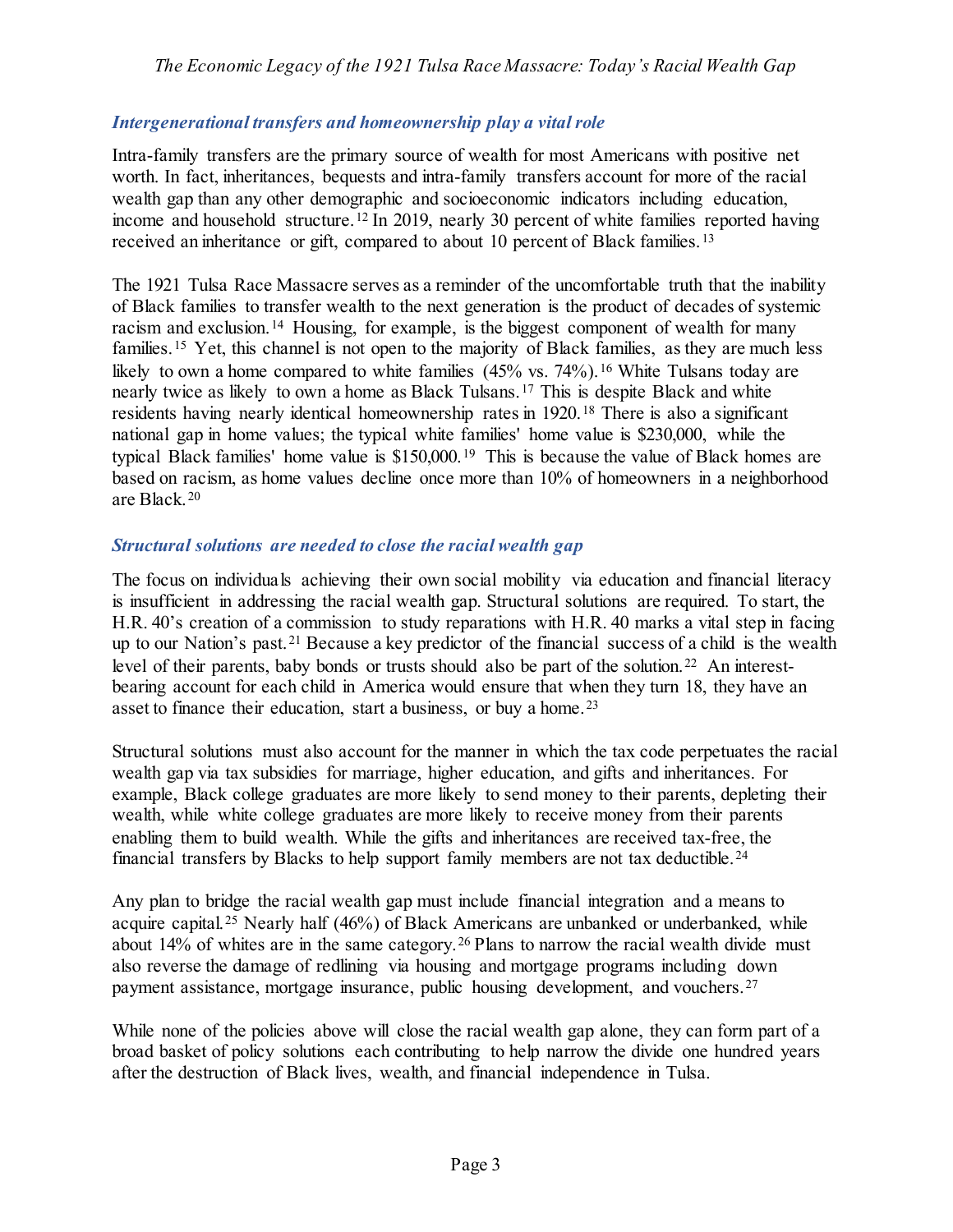### *Intergenerational transfers and homeownership play a vital role*

Intra-family transfers are the primary source of wealth for most Americans with positive net worth. In fact, inheritances, bequests and intra-family transfers account for more of the racial wealth gap than any other demographic and socioeconomic indicators including education, income and household structure.[12] In 2019, nearly 30 percent of white families reported having received an inheritance or gift, compared to about 10 percent of Black families.[13]

The 1921 Tulsa Race Massacre serves as a reminder of the uncomfortable truth that the inability of Black families to transfer wealth to the next generation is the product of decades of systemic racism and exclusion.[14] Housing, for example, is the biggest component of wealth for many families.[15] Yet, this channel is not open to the majority of Black families, as they are much less likely to own a home compared to white families (45% vs. 74%).[16] White Tulsans today are nearly twice as likely to own a home as Black Tulsans.[17] This is despite Black and white residents having nearly identical homeownership rates in 1920.[18] There is also a significant national gap in home values; the typical white families' home value is $230,000, while the typical Black families' home value is $150,000.[19] This is because the value of Black homes are based on racism, as home values decline once more than 10% of homeowners in a neighborhood are Black.[20]

### *Structural solutions are needed to close the racial wealth gap*

The focus on individuals achieving their own social mobility via education and financial literacy is insufficient in addressing the racial wealth gap. Structural solutions are required. To start, the H.R. 40's creation of a commission to study reparations with H.R. 40 marks a vital step in facing up to our Nation's past.[21] Because a key predictor of the financial success of a child is the wealth level of their parents, baby bonds or trusts should also be part of the solution.[22] An interest-bearing account for each child in America would ensure that when they turn 18, they have an asset to finance their education, start a business, or buy a home.[23]

Structural solutions must also account for the manner in which the tax code perpetuates the racial wealth gap via tax subsidies for marriage, higher education, and gifts and inheritances. For example, Black college graduates are more likely to send money to their parents, depleting their wealth, while white college graduates are more likely to receive money from their parents enabling them to build wealth. While the gifts and inheritances are received tax-free, the financial transfers by Blacks to help support family members are not tax deductible.[24]

Any plan to bridge the racial wealth gap must include financial integration and a means to acquire capital.[25] Nearly half (46%) of Black Americans are unbanked or underbanked, while about 14% of whites are in the same category.[26] Plans to narrow the racial wealth divide must also reverse the damage of redlining via housing and mortgage programs including down payment assistance, mortgage insurance, public housing development, and vouchers.[27]

While none of the policies above will close the racial wealth gap alone, they can form part of a broad basket of policy solutions each contributing to help narrow the divide one hundred years after the destruction of Black lives, wealth, and financial independence in Tulsa.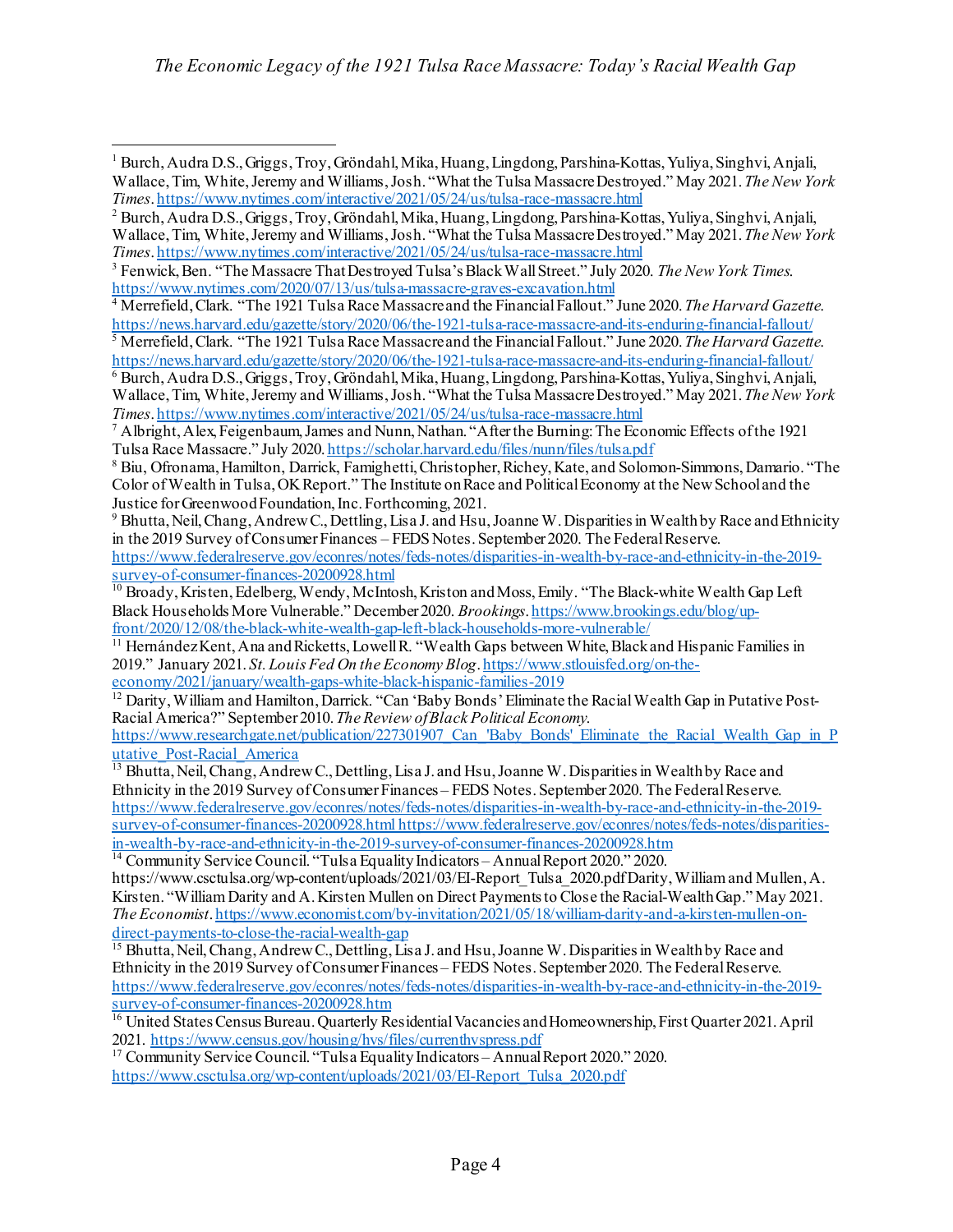[1] Burch, Audra D.S., Griggs, Troy, Gröndahl, Mika, Huang, Lingdong, Parshina-Kottas, Yuliya, Singhvi, Anjali, Wallace, Tim, White, Jeremy and Williams, Josh. "What the Tulsa Massacre Destroyed." May 2021. *The New York Times*. https://www.nytimes.com/interactive/2021/05/24/us/tulsa-race-massacre.html

[2] Burch, Audra D.S., Griggs, Troy, Gröndahl, Mika, Huang, Lingdong, Parshina-Kottas, Yuliya, Singhvi, Anjali, Wallace, Tim, White, Jeremy and Williams, Josh. "What the Tulsa Massacre Destroyed." May 2021. *The New York Times*. https://www.nytimes.com/interactive/2021/05/24/us/tulsa-race-massacre.html

[3] Fenwick, Ben. "The Massacre That Destroyed Tulsa's Black Wall Street." July 2020. *The New York Times*. https://www.nytimes.com/2020/07/13/us/tulsa-massacre-graves-excavation.html

[4] Merrefield, Clark. "The 1921 Tulsa Race Massacre and the Financial Fallout." June 2020. *The Harvard Gazette*. https://news.harvard.edu/gazette/story/2020/06/the-1921-tulsa-race-massacre-and-its-enduring-financial-fallout/

[5] Merrefield, Clark. "The 1921 Tulsa Race Massacre and the Financial Fallout." June 2020. *The Harvard Gazette*. https://news.harvard.edu/gazette/story/2020/06/the-1921-tulsa-race-massacre-and-its-enduring-financial-fallout/

[6] Burch, Audra D.S., Griggs, Troy, Gröndahl, Mika, Huang, Lingdong, Parshina-Kottas, Yuliya, Singhvi, Anjali, Wallace, Tim, White, Jeremy and Williams, Josh. "What the Tulsa Massacre Destroyed." May 2021. *The New York Times*. https://www.nytimes.com/interactive/2021/05/24/us/tulsa-race-massacre.html

[7] Albright, Alex, Feigenbaum, James and Nunn, Nathan. "After the Burning: The Economic Effects of the 1921 Tulsa Race Massacre." July 2020. https://scholar.harvard.edu/files/nunn/files/tulsa.pdf

[8] Biu, Ofronama, Hamilton, Darrick, Famighetti, Christopher, Richey, Kate, and Solomon-Simmons, Damario. "The Color of Wealth in Tulsa, OK Report." The Institute on Race and Political Economy at the New School and the Justice for Greenwood Foundation, Inc. Forthcoming, 2021.

[9] Bhutta, Neil, Chang, Andrew C., Dettling, Lisa J. and Hsu, Joanne W. Disparities in Wealth by Race and Ethnicity in the 2019 Survey of Consumer Finances – FEDS Notes. September 2020. The Federal Reserve. https://www.federalreserve.gov/econres/notes/feds-notes/disparities-in-wealth-by-race-and-ethnicity-in-the-2019-survey-of-consumer-finances-20200928.html

[10] Broady, Kristen, Edelberg, Wendy, McIntosh, Kriston and Moss, Emily. "The Black-white Wealth Gap Left Black Households More Vulnerable." December 2020. *Brookings*. https://www.brookings.edu/blog/up-front/2020/12/08/the-black-white-wealth-gap-left-black-households-more-vulnerable/

[11] Hernández Kent, Ana and Ricketts, Lowell R. "Wealth Gaps between White, Black and Hispanic Families in 2019." January 2021. *St. Louis Fed On the Economy Blog*. https://www.stlouisfed.org/on-the-economy/2021/january/wealth-gaps-white-black-hispanic-families-2019

[12] Darity, William and Hamilton, Darrick. "Can 'Baby Bonds' Eliminate the Racial Wealth Gap in Putative Post-Racial America?" September 2010. *The Review of Black Political Economy*. https://www.researchgate.net/publication/227301907_Can_'Baby_Bonds'_Eliminate_the_Racial_Wealth_Gap_in_Putative_Post-Racial_America

[13] Bhutta, Neil, Chang, Andrew C., Dettling, Lisa J. and Hsu, Joanne W. Disparities in Wealth by Race and Ethnicity in the 2019 Survey of Consumer Finances – FEDS Notes. September 2020. The Federal Reserve. https://www.federalreserve.gov/econres/notes/feds-notes/disparities-in-wealth-by-race-and-ethnicity-in-the-2019-survey-of-consumer-finances-20200928.html https://www.federalreserve.gov/econres/notes/feds-notes/disparities-in-wealth-by-race-and-ethnicity-in-the-2019-survey-of-consumer-finances-20200928.htm

[14] Community Service Council. "Tulsa Equality Indicators – Annual Report 2020." 2020. https://www.csctulsa.org/wp-content/uploads/2021/03/EI-Report_Tulsa_2020.pdf Darity, William and Mullen, A. Kirsten. "William Darity and A. Kirsten Mullen on Direct Payments to Close the Racial-Wealth Gap." May 2021. *The Economist*. https://www.economist.com/by-invitation/2021/05/18/william-darity-and-a-kirsten-mullen-on-direct-payments-to-close-the-racial-wealth-gap

[15] Bhutta, Neil, Chang, Andrew C., Dettling, Lisa J. and Hsu, Joanne W. Disparities in Wealth by Race and Ethnicity in the 2019 Survey of Consumer Finances – FEDS Notes. September 2020. The Federal Reserve. https://www.federalreserve.gov/econres/notes/feds-notes/disparities-in-wealth-by-race-and-ethnicity-in-the-2019-survey-of-consumer-finances-20200928.htm

[16] United States Census Bureau. Quarterly Residential Vacancies and Homeownership, First Quarter 2021. April 2021. https://www.census.gov/housing/hvs/files/currenthvspress.pdf

[17] Community Service Council. "Tulsa Equality Indicators – Annual Report 2020." 2020. https://www.csctulsa.org/wp-content/uploads/2021/03/EI-Report_Tulsa_2020.pdf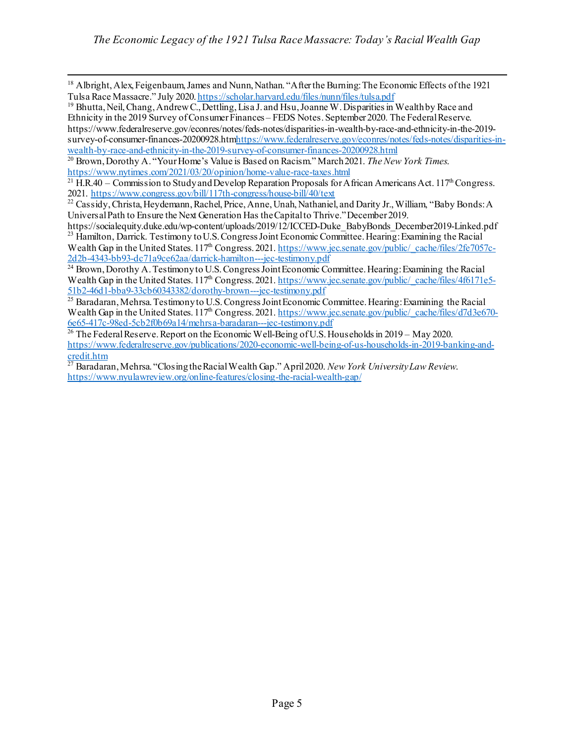[18] Albright, Alex, Feigenbaum, James and Nunn, Nathan. "After the Burning: The Economic Effects of the 1921 Tulsa Race Massacre." July 2020. https://scholar.harvard.edu/files/nunn/files/tulsa.pdf

[19] Bhutta, Neil, Chang, Andrew C., Dettling, Lisa J. and Hsu, Joanne W. Disparities in Wealth by Race and Ethnicity in the 2019 Survey of Consumer Finances – FEDS Notes. September 2020. The Federal Reserve. https://www.federalreserve.gov/econres/notes/feds-notes/disparities-in-wealth-by-race-and-ethnicity-in-the-2019-survey-of-consumer-finances-20200928.htmhttps://www.federalreserve.gov/econres/notes/feds-notes/disparities-in-wealth-by-race-and-ethnicity-in-the-2019-survey-of-consumer-finances-20200928.html

[20] Brown, Dorothy A. "Your Home's Value is Based on Racism." March 2021. *The New York Times.* https://www.nytimes.com/2021/03/20/opinion/home-value-race-taxes.html

[21] H.R.40 – Commission to Study and Develop Reparation Proposals for African Americans Act. 117th Congress. 2021. https://www.congress.gov/bill/117th-congress/house-bill/40/text

[22] Cassidy, Christa, Heydemann, Rachel, Price, Anne, Unah, Nathaniel, and Darity Jr., William, "Baby Bonds: A Universal Path to Ensure the Next Generation Has the Capital to Thrive." December 2019. https://socialequity.duke.edu/wp-content/uploads/2019/12/ICCED-Duke_BabyBonds_December2019-Linked.pdf

[23] Hamilton, Darrick. Testimony to U.S. Congress Joint Economic Committee. Hearing: Examining the Racial Wealth Gap in the United States. 117th Congress. 2021. https://www.jec.senate.gov/public/_cache/files/2fe7057c-2d2b-4343-bb93-dc71a9ce62aa/darrick-hamilton---jec-testimony.pdf

[24] Brown, Dorothy A. Testimony to U.S. Congress Joint Economic Committee. Hearing: Examining the Racial Wealth Gap in the United States. 117th Congress. 2021. https://www.jec.senate.gov/public/_cache/files/4f6171e5-51b2-46d1-bba9-33cb60343382/dorothy-brown---jec-testimony.pdf

[25] Baradaran, Mehrsa. Testimony to U.S. Congress Joint Economic Committee. Hearing: Examining the Racial Wealth Gap in the United States. 117th Congress. 2021. https://www.jec.senate.gov/public/_cache/files/d7d3e670-6e65-417c-98ed-5cb2f0b69a14/mehrsa-baradaran---jec-testimony.pdf

[26] The Federal Reserve. Report on the Economic Well-Being of U.S. Households in 2019 – May 2020. https://www.federalreserve.gov/publications/2020-economic-well-being-of-us-households-in-2019-banking-and-credit.htm

[27] Baradaran, Mehrsa. "Closing the Racial Wealth Gap." April 2020. *New York University Law Review.* https://www.nyulawreview.org/online-features/closing-the-racial-wealth-gap/